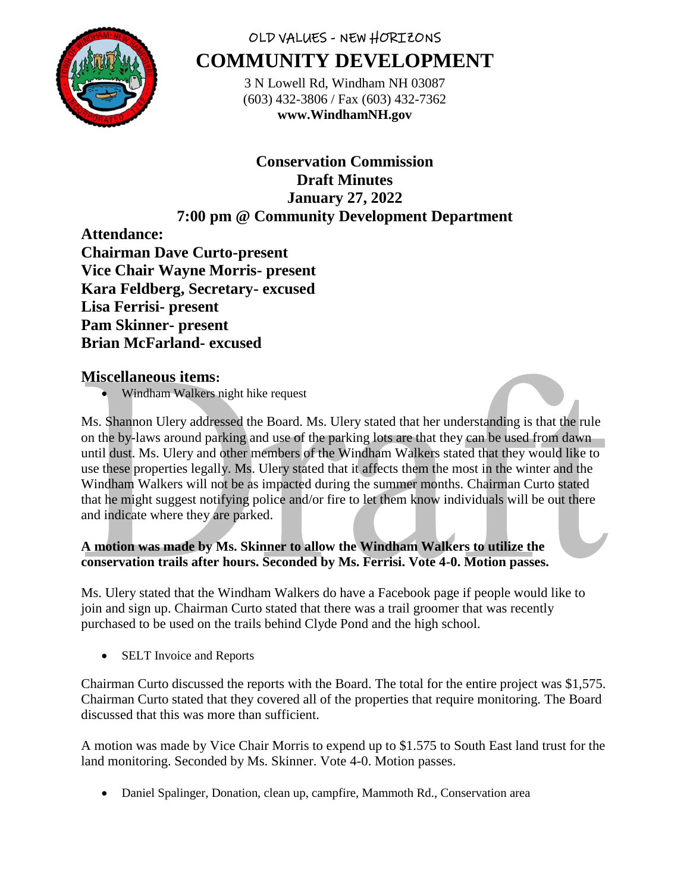OLD VALUES - NEW HORIZONS

# COMMUNITY DEVELOPMENT

3 N Lowell Rd, Windham NH 03087
(603) 432-3806 / Fax (603) 432-7362
**www.WindhamNH.gov**

## Conservation Commission
## Draft Minutes
## January 27, 2022
## 7:00 pm @ Community Development Department

**Attendance:**
**Chairman Dave Curto-present**
**Vice Chair Wayne Morris- present**
**Kara Feldberg, Secretary- excused**
**Lisa Ferrisi- present**
**Pam Skinner- present**
**Brian McFarland- excused**

### Miscellaneous items:

- Windham Walkers night hike request

Ms. Shannon Ulery addressed the Board. Ms. Ulery stated that her understanding is that the rule on the by-laws around parking and use of the parking lots are that they can be used from dawn until dust. Ms. Ulery and other members of the Windham Walkers stated that they would like to use these properties legally. Ms. Ulery stated that it affects them the most in the winter and the Windham Walkers will not be as impacted during the summer months. Chairman Curto stated that he might suggest notifying police and/or fire to let them know individuals will be out there and indicate where they are parked.

**A motion was made by Ms. Skinner to allow the Windham Walkers to utilize the conservation trails after hours. Seconded by Ms. Ferrisi. Vote 4-0. Motion passes.**

Ms. Ulery stated that the Windham Walkers do have a Facebook page if people would like to join and sign up. Chairman Curto stated that there was a trail groomer that was recently purchased to be used on the trails behind Clyde Pond and the high school.

- SELT Invoice and Reports

Chairman Curto discussed the reports with the Board. The total for the entire project was $1,575. Chairman Curto stated that they covered all of the properties that require monitoring. The Board discussed that this was more than sufficient.

A motion was made by Vice Chair Morris to expend up to $1.575 to South East land trust for the land monitoring. Seconded by Ms. Skinner. Vote 4-0. Motion passes.

- Daniel Spalinger, Donation, clean up, campfire, Mammoth Rd., Conservation area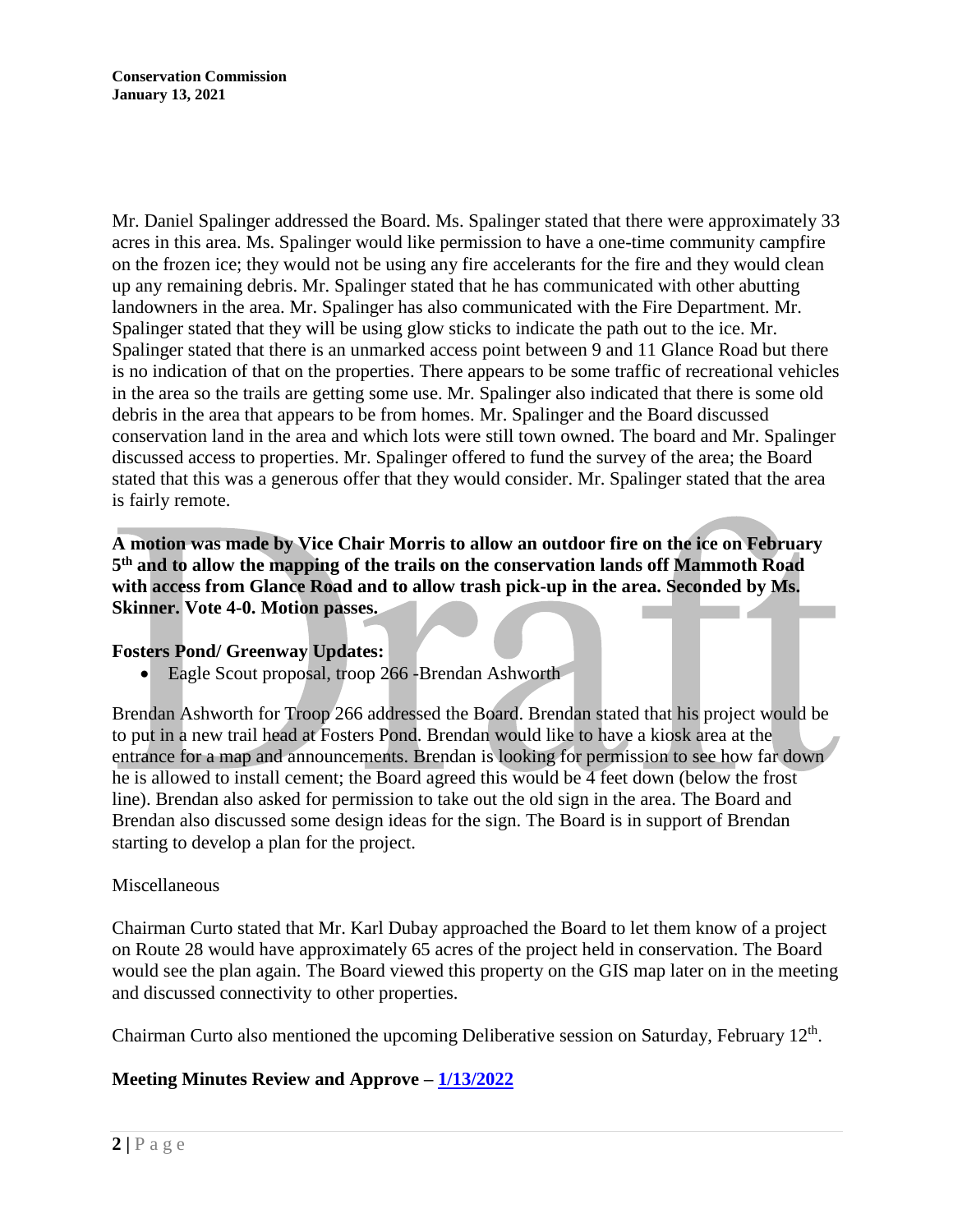Mr. Daniel Spalinger addressed the Board. Ms. Spalinger stated that there were approximately 33 acres in this area. Ms. Spalinger would like permission to have a one-time community campfire on the frozen ice; they would not be using any fire accelerants for the fire and they would clean up any remaining debris. Mr. Spalinger stated that he has communicated with other abutting landowners in the area. Mr. Spalinger has also communicated with the Fire Department. Mr. Spalinger stated that they will be using glow sticks to indicate the path out to the ice. Mr. Spalinger stated that there is an unmarked access point between 9 and 11 Glance Road but there is no indication of that on the properties. There appears to be some traffic of recreational vehicles in the area so the trails are getting some use. Mr. Spalinger also indicated that there is some old debris in the area that appears to be from homes. Mr. Spalinger and the Board discussed conservation land in the area and which lots were still town owned. The board and Mr. Spalinger discussed access to properties. Mr. Spalinger offered to fund the survey of the area; the Board stated that this was a generous offer that they would consider. Mr. Spalinger stated that the area is fairly remote.

**A motion was made by Vice Chair Morris to allow an outdoor fire on the ice on February 5th and to allow the mapping of the trails on the conservation lands off Mammoth Road with access from Glance Road and to allow trash pick-up in the area. Seconded by Ms. Skinner. Vote 4-0. Motion passes.**

## Fosters Pond/ Greenway Updates:

- Eagle Scout proposal, troop 266 -Brendan Ashworth

Brendan Ashworth for Troop 266 addressed the Board. Brendan stated that his project would be to put in a new trail head at Fosters Pond. Brendan would like to have a kiosk area at the entrance for a map and announcements. Brendan is looking for permission to see how far down he is allowed to install cement; the Board agreed this would be 4 feet down (below the frost line). Brendan also asked for permission to take out the old sign in the area. The Board and Brendan also discussed some design ideas for the sign. The Board is in support of Brendan starting to develop a plan for the project.

Miscellaneous

Chairman Curto stated that Mr. Karl Dubay approached the Board to let them know of a project on Route 28 would have approximately 65 acres of the project held in conservation. The Board would see the plan again. The Board viewed this property on the GIS map later on in the meeting and discussed connectivity to other properties.

Chairman Curto also mentioned the upcoming Deliberative session on Saturday, February 12th.

## Meeting Minutes Review and Approve – 1/13/2022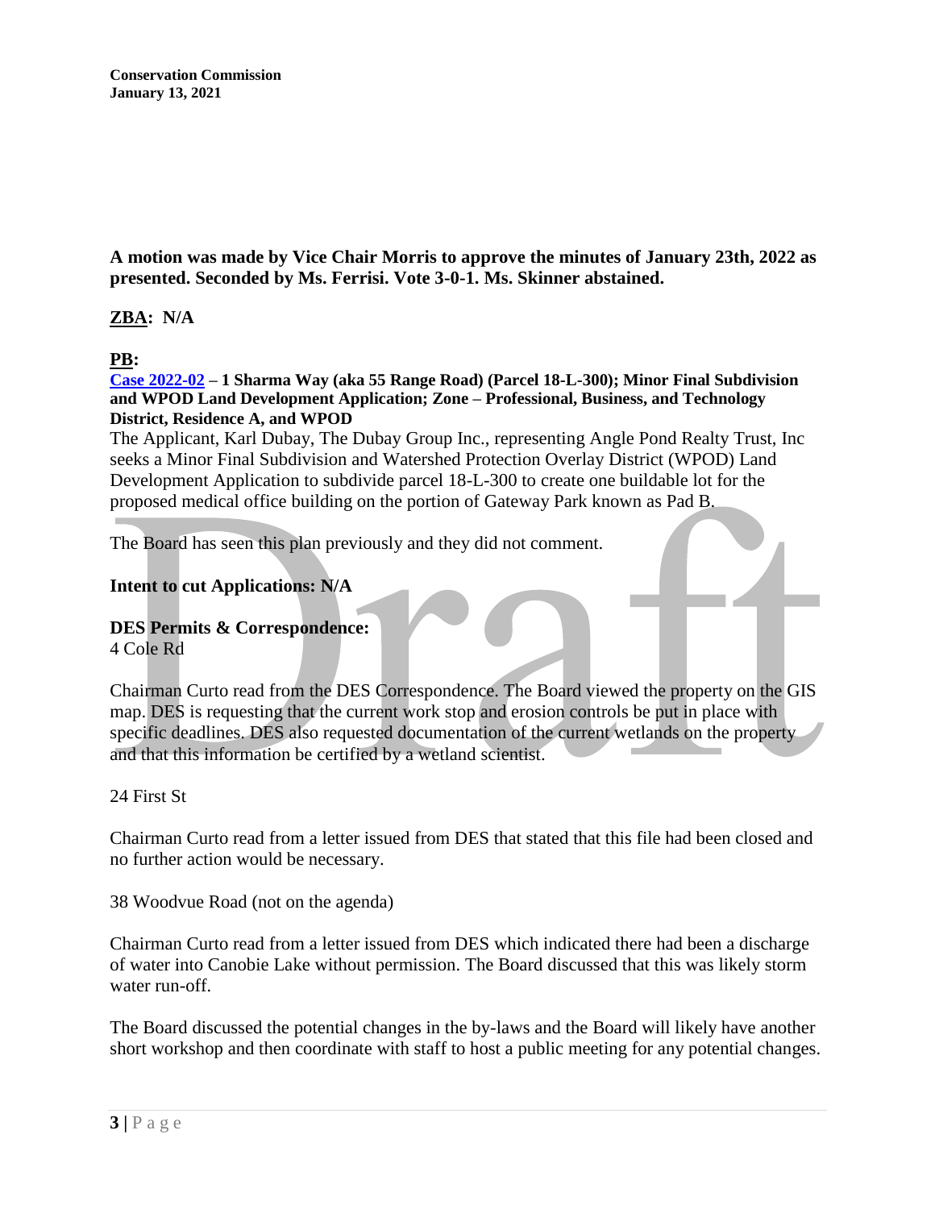**A motion was made by Vice Chair Morris to approve the minutes of January 23th, 2022 as presented. Seconded by Ms. Ferrisi. Vote 3-0-1. Ms. Skinner abstained.**

**ZBA: N/A**

**PB:**

**Case 2022-02 – 1 Sharma Way (aka 55 Range Road) (Parcel 18-L-300); Minor Final Subdivision and WPOD Land Development Application; Zone – Professional, Business, and Technology District, Residence A, and WPOD**

The Applicant, Karl Dubay, The Dubay Group Inc., representing Angle Pond Realty Trust, Inc seeks a Minor Final Subdivision and Watershed Protection Overlay District (WPOD) Land Development Application to subdivide parcel 18-L-300 to create one buildable lot for the proposed medical office building on the portion of Gateway Park known as Pad B.

The Board has seen this plan previously and they did not comment.

**Intent to cut Applications: N/A**

**DES Permits & Correspondence:**

4 Cole Rd

Chairman Curto read from the DES Correspondence. The Board viewed the property on the GIS map. DES is requesting that the current work stop and erosion controls be put in place with specific deadlines. DES also requested documentation of the current wetlands on the property and that this information be certified by a wetland scientist.

24 First St

Chairman Curto read from a letter issued from DES that stated that this file had been closed and no further action would be necessary.

38 Woodvue Road (not on the agenda)

Chairman Curto read from a letter issued from DES which indicated there had been a discharge of water into Canobie Lake without permission. The Board discussed that this was likely storm water run-off.

The Board discussed the potential changes in the by-laws and the Board will likely have another short workshop and then coordinate with staff to host a public meeting for any potential changes.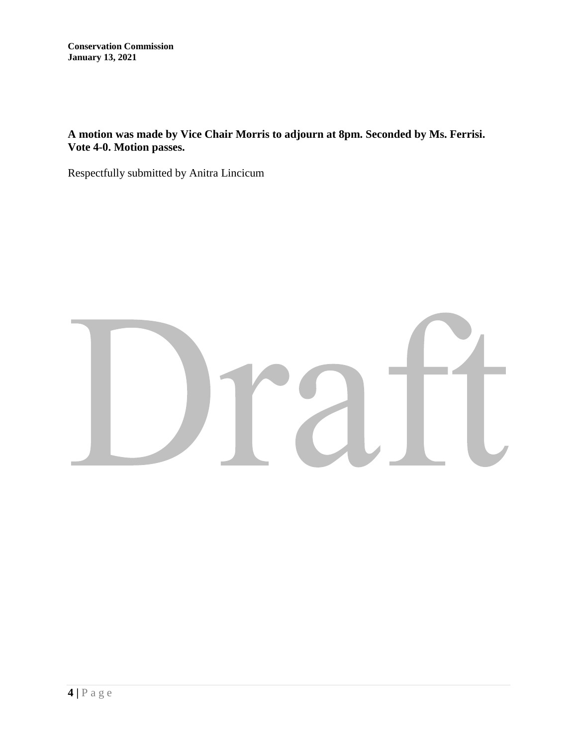**A motion was made by Vice Chair Morris to adjourn at 8pm. Seconded by Ms. Ferrisi. Vote 4-0. Motion passes.**

Respectfully submitted by Anitra Lincicum